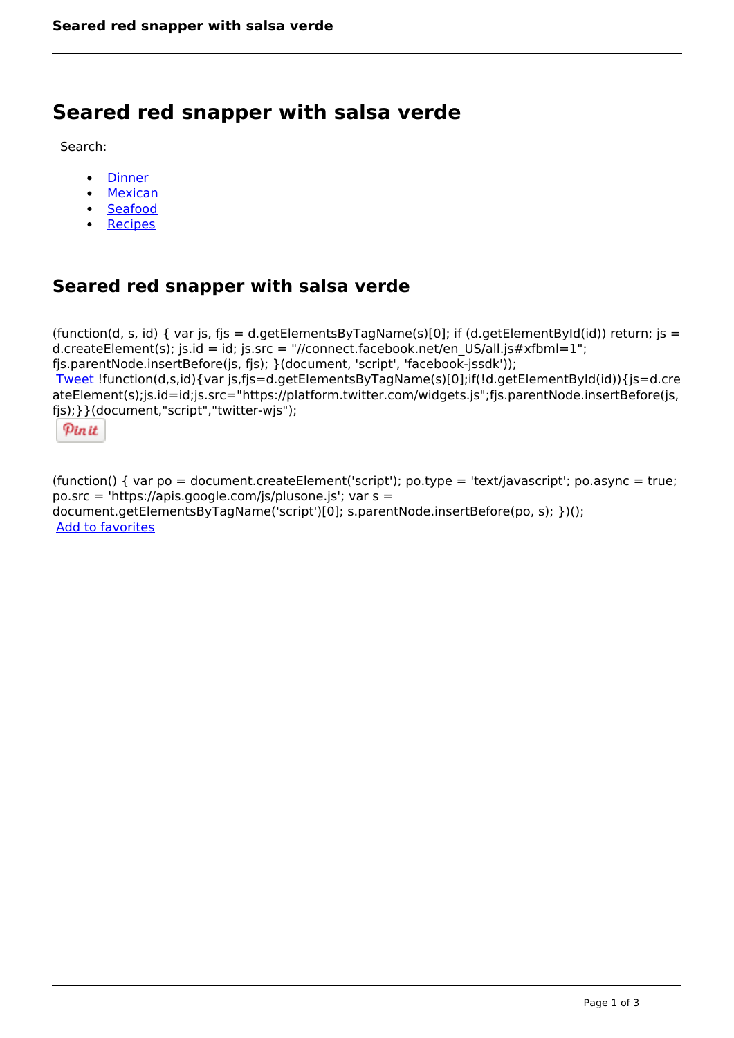# Seared red snapper with salsa verde

Search:

- Dinner
- Mexican
- Seafood
- Recipes

## Seared red snapper with salsa verde

(function(d, s, id) { var js, fjs = d.getElementsByTagName(s)[0]; if (d.getElementById(id)) return; js = d.createElement(s); js.id = id; js.src = "//connect.facebook.net/en_US/all.js#xfbml=1"; fjs.parentNode.insertBefore(js, fjs); }(document, 'script', 'facebook-jssdk'));
Tweet !function(d,s,id){var js,fjs=d.getElementsByTagName(s)[0];if(!d.getElementById(id)){js=d.createElement(s);js.id=id;js.src="https://platform.twitter.com/widgets.js";fjs.parentNode.insertBefore(js,fjs);}}(document,"script","twitter-wjs");

Pin it

(function() { var po = document.createElement('script'); po.type = 'text/javascript'; po.async = true; po.src = 'https://apis.google.com/js/plusone.js'; var s = document.getElementsByTagName('script')[0]; s.parentNode.insertBefore(po, s); })();
Add to favorites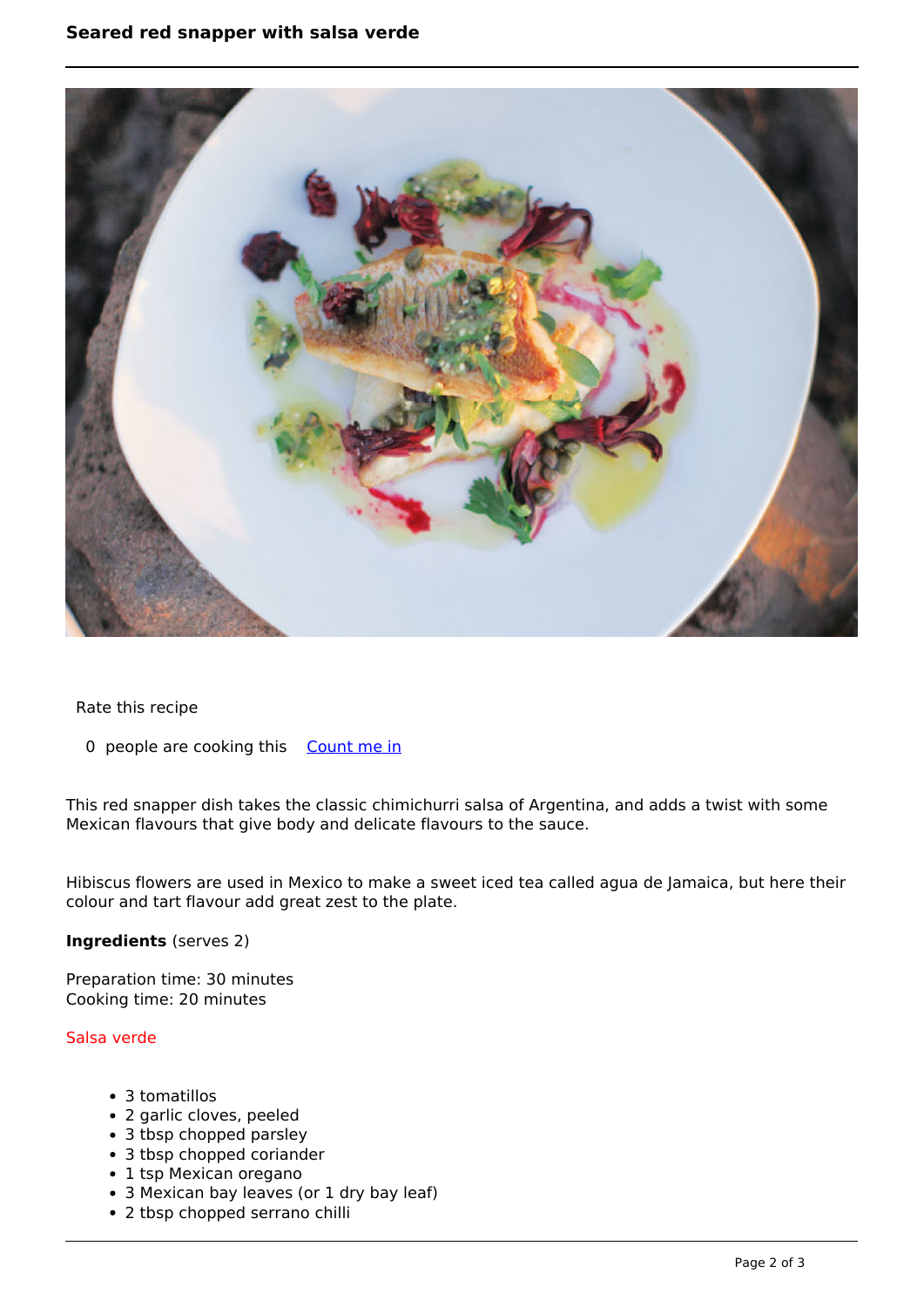# Seared red snapper with salsa verde

Rate this recipe

0 people are cooking this [Count me in]

This red snapper dish takes the classic chimichurri salsa of Argentina, and adds a twist with some Mexican flavours that give body and delicate flavours to the sauce.

Hibiscus flowers are used in Mexico to make a sweet iced tea called agua de Jamaica, but here their colour and tart flavour add great zest to the plate.

**Ingredients** (serves 2)

Preparation time: 30 minutes
Cooking time: 20 minutes

### Salsa verde

- 3 tomatillos
- 2 garlic cloves, peeled
- 3 tbsp chopped parsley
- 3 tbsp chopped coriander
- 1 tsp Mexican oregano
- 3 Mexican bay leaves (or 1 dry bay leaf)
- 2 tbsp chopped serrano chilli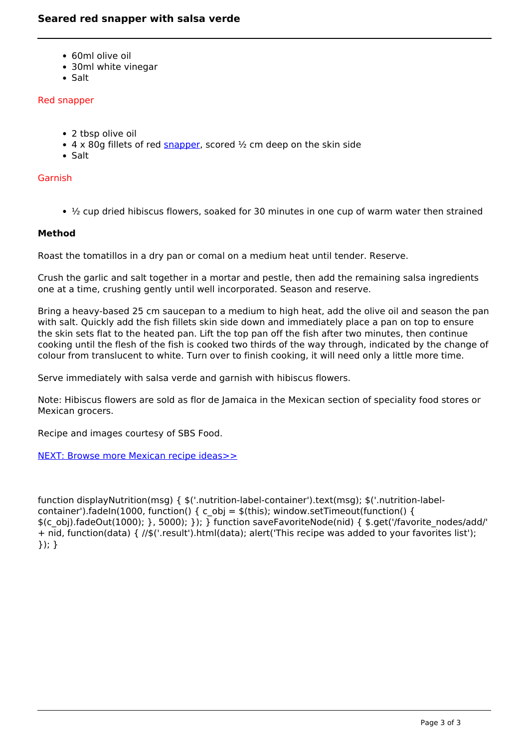- 60ml olive oil
- 30ml white vinegar
- Salt

Red snapper

- 2 tbsp olive oil
- 4 x 80g fillets of red snapper, scored ½ cm deep on the skin side
- Salt

Garnish

- ½ cup dried hibiscus flowers, soaked for 30 minutes in one cup of warm water then strained

**Method**

Roast the tomatillos in a dry pan or comal on a medium heat until tender. Reserve.

Crush the garlic and salt together in a mortar and pestle, then add the remaining salsa ingredients one at a time, crushing gently until well incorporated. Season and reserve.

Bring a heavy-based 25 cm saucepan to a medium to high heat, add the olive oil and season the pan with salt. Quickly add the fish fillets skin side down and immediately place a pan on top to ensure the skin sets flat to the heated pan. Lift the top pan off the fish after two minutes, then continue cooking until the flesh of the fish is cooked two thirds of the way through, indicated by the change of colour from translucent to white. Turn over to finish cooking, it will need only a little more time.

Serve immediately with salsa verde and garnish with hibiscus flowers.

Note: Hibiscus flowers are sold as flor de Jamaica in the Mexican section of speciality food stores or Mexican grocers.

Recipe and images courtesy of SBS Food.

NEXT: Browse more Mexican recipe ideas>>

```
function displayNutrition(msg) { $('.nutrition-label-container').text(msg); $('.nutrition-label-container').fadeIn(1000, function() { c_obj = $(this); window.setTimeout(function() { $(c_obj).fadeOut(1000); }, 5000); }); } function saveFavoriteNode(nid) { $.get('/favorite_nodes/add/' + nid, function(data) { //$('.result').html(data); alert('This recipe was added to your favorites list'); }); }
```